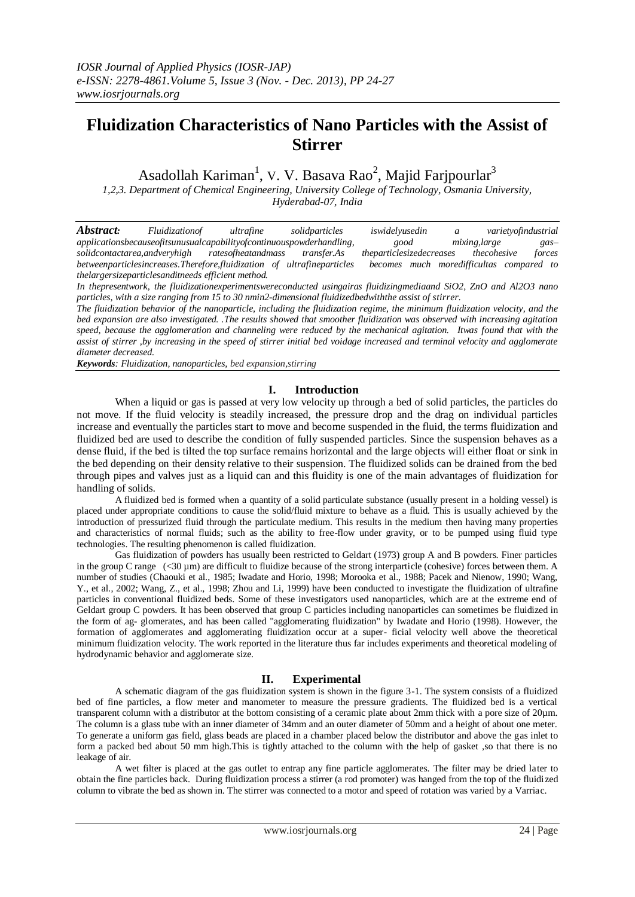# Fluidization Characteristics of Nano Particles with the Assist of Stirrer

Asadollah Kariman[1], V. V. Basava Rao[2], Majid Farjpourlar[3]

*1,2,3. Department of Chemical Engineering, University College of Technology, Osmania University, Hyderabad-07, India*

***Abstract:*** *Fluidizationof ultrafine solidparticles iswidelyusedin a varietyofindustrial applicationsbecauseofitsunusualcapabilityofcontinuouspowderhandling, good mixing,large gas–solidcontactarea,andveryhigh ratesofheatandmass transfer.As theparticlesizedecreases thecohesive forces betweenparticlesincreases.Therefore,fluidization of ultrafineparticles becomes much moredifficultas compared to thelargersizeparticlesanditneeds efficient method.*

*In thepresentwork, the fluidizationexperimentswereconducted usingairas fluidizingmediaand $SiO_2$, ZnO and $Al_2O_3$ nano particles, with a size ranging from 15 to 30 nmin2-dimensional fluidizedbedwiththe assist of stirrer.*

*The fluidization behavior of the nanoparticle, including the fluidization regime, the minimum fluidization velocity, and the bed expansion are also investigated. .The results showed that smoother fluidization was observed with increasing agitation speed, because the agglomeration and channeling were reduced by the mechanical agitation. Itwas found that with the assist of stirrer ,by increasing in the speed of stirrer initial bed voidage increased and terminal velocity and agglomerate diameter decreased.*

***Keywords****: Fluidization, nanoparticles, bed expansion,stirring*

## I. Introduction

When a liquid or gas is passed at very low velocity up through a bed of solid particles, the particles do not move. If the fluid velocity is steadily increased, the pressure drop and the drag on individual particles increase and eventually the particles start to move and become suspended in the fluid, the terms fluidization and fluidized bed are used to describe the condition of fully suspended particles. Since the suspension behaves as a dense fluid, if the bed is tilted the top surface remains horizontal and the large objects will either float or sink in the bed depending on their density relative to their suspension. The fluidized solids can be drained from the bed through pipes and valves just as a liquid can and this fluidity is one of the main advantages of fluidization for handling of solids.

A fluidized bed is formed when a quantity of a solid particulate substance (usually present in a holding vessel) is placed under appropriate conditions to cause the solid/fluid mixture to behave as a fluid. This is usually achieved by the introduction of pressurized fluid through the particulate medium. This results in the medium then having many properties and characteristics of normal fluids; such as the ability to free-flow under gravity, or to be pumped using fluid type technologies. The resulting phenomenon is called fluidization.

Gas fluidization of powders has usually been restricted to Geldart (1973) group A and B powders. Finer particles in the group C range ($<30$ µm) are difficult to fluidize because of the strong interparticle (cohesive) forces between them. A number of studies (Chaouki et al., 1985; Iwadate and Horio, 1998; Morooka et al., 1988; Pacek and Nienow, 1990; Wang, Y., et al., 2002; Wang, Z., et al., 1998; Zhou and Li, 1999) have been conducted to investigate the fluidization of ultrafine particles in conventional fluidized beds. Some of these investigators used nanoparticles, which are at the extreme end of Geldart group C powders. It has been observed that group C particles including nanoparticles can sometimes be fluidized in the form of ag- glomerates, and has been called "agglomerating fluidization" by Iwadate and Horio (1998). However, the formation of agglomerates and agglomerating fluidization occur at a super- ficial velocity well above the theoretical minimum fluidization velocity. The work reported in the literature thus far includes experiments and theoretical modeling of hydrodynamic behavior and agglomerate size.

## II. Experimental

A schematic diagram of the gas fluidization system is shown in the figure 3-1. The system consists of a fluidized bed of fine particles, a flow meter and manometer to measure the pressure gradients. The fluidized bed is a vertical transparent column with a distributor at the bottom consisting of a ceramic plate about 2mm thick with a pore size of 20µm. The column is a glass tube with an inner diameter of 34mm and an outer diameter of 50mm and a height of about one meter. To generate a uniform gas field, glass beads are placed in a chamber placed below the distributor and above the gas inlet to form a packed bed about 50 mm high.This is tightly attached to the column with the help of gasket ,so that there is no leakage of air.

A wet filter is placed at the gas outlet to entrap any fine particle agglomerates. The filter may be dried later to obtain the fine particles back. During fluidization process a stirrer (a rod promoter) was hanged from the top of the fluidized column to vibrate the bed as shown in. The stirrer was connected to a motor and speed of rotation was varied by a Varriac.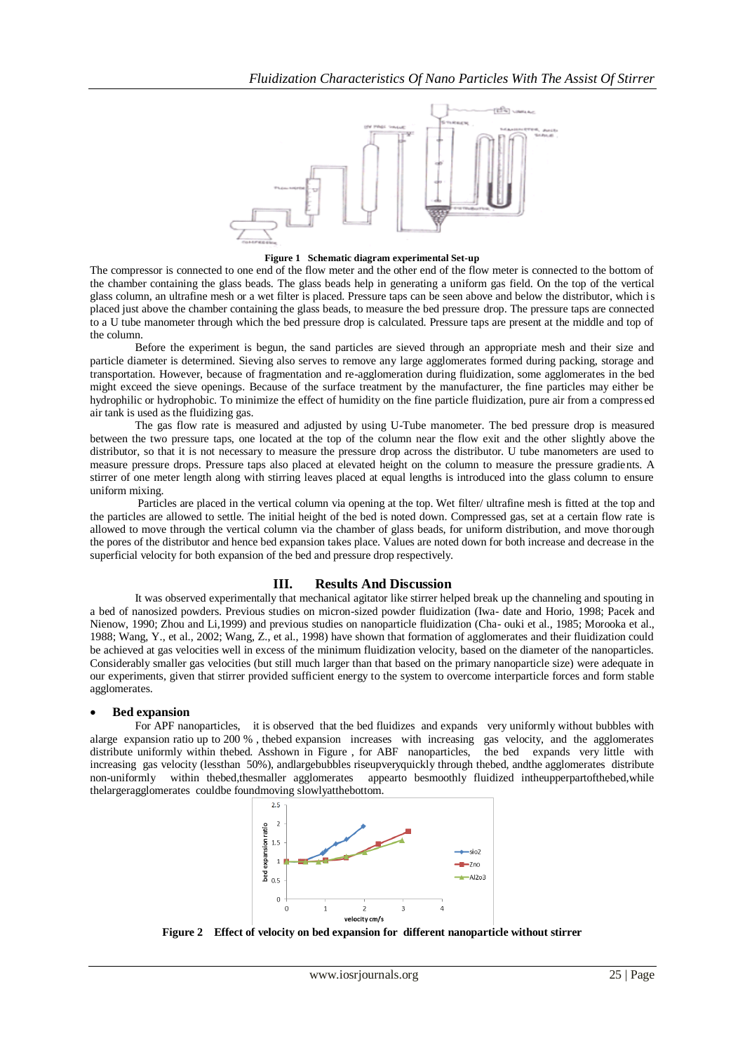**Figure 1 Schematic diagram experimental Set-up**

The compressor is connected to one end of the flow meter and the other end of the flow meter is connected to the bottom of the chamber containing the glass beads. The glass beads help in generating a uniform gas field. On the top of the vertical glass column, an ultrafine mesh or a wet filter is placed. Pressure taps can be seen above and below the distributor, which is placed just above the chamber containing the glass beads, to measure the bed pressure drop. The pressure taps are connected to a U tube manometer through which the bed pressure drop is calculated. Pressure taps are present at the middle and top of the column.

Before the experiment is begun, the sand particles are sieved through an appropriate mesh and their size and particle diameter is determined. Sieving also serves to remove any large agglomerates formed during packing, storage and transportation. However, because of fragmentation and re-agglomeration during fluidization, some agglomerates in the bed might exceed the sieve openings. Because of the surface treatment by the manufacturer, the fine particles may either be hydrophilic or hydrophobic. To minimize the effect of humidity on the fine particle fluidization, pure air from a compressed air tank is used as the fluidizing gas.

The gas flow rate is measured and adjusted by using U-Tube manometer. The bed pressure drop is measured between the two pressure taps, one located at the top of the column near the flow exit and the other slightly above the distributor, so that it is not necessary to measure the pressure drop across the distributor. U tube manometers are used to measure pressure drops. Pressure taps also placed at elevated height on the column to measure the pressure gradients. A stirrer of one meter length along with stirring leaves placed at equal lengths is introduced into the glass column to ensure uniform mixing.

Particles are placed in the vertical column via opening at the top. Wet filter/ ultrafine mesh is fitted at the top and the particles are allowed to settle. The initial height of the bed is noted down. Compressed gas, set at a certain flow rate is allowed to move through the vertical column via the chamber of glass beads, for uniform distribution, and move thorough the pores of the distributor and hence bed expansion takes place. Values are noted down for both increase and decrease in the superficial velocity for both expansion of the bed and pressure drop respectively.

## III. Results And Discussion

It was observed experimentally that mechanical agitator like stirrer helped break up the channeling and spouting in a bed of nanosized powders. Previous studies on micron-sized powder fluidization (Iwa- date and Horio, 1998; Pacek and Nienow, 1990; Zhou and Li,1999) and previous studies on nanoparticle fluidization (Cha- ouki et al., 1985; Morooka et al., 1988; Wang, Y., et al., 2002; Wang, Z., et al., 1998) have shown that formation of agglomerates and their fluidization could be achieved at gas velocities well in excess of the minimum fluidization velocity, based on the diameter of the nanoparticles. Considerably smaller gas velocities (but still much larger than that based on the primary nanoparticle size) were adequate in our experiments, given that stirrer provided sufficient energy to the system to overcome interparticle forces and form stable agglomerates.

- **Bed expansion**

For APF nanoparticles, it is observed that the bed fluidizes and expands very uniformly without bubbles with alarge expansion ratio up to 200 % , thebed expansion increases with increasing gas velocity, and the agglomerates distribute uniformly within thebed. Asshown in Figure , for ABF nanoparticles, the bed expands very little with increasing gas velocity (lessthan 50%), andlargebubbles riseupveryquickly through thebed, andthe agglomerates distribute non-uniformly within thebed,thesmaller agglomerates appearto besmoothly fluidized intheupperpartofthebed,while thelargeragglomerates couldbe foundmoving slowlyatthebottom.

**Figure 2 Effect of velocity on bed expansion for different nanoparticle without stirrer**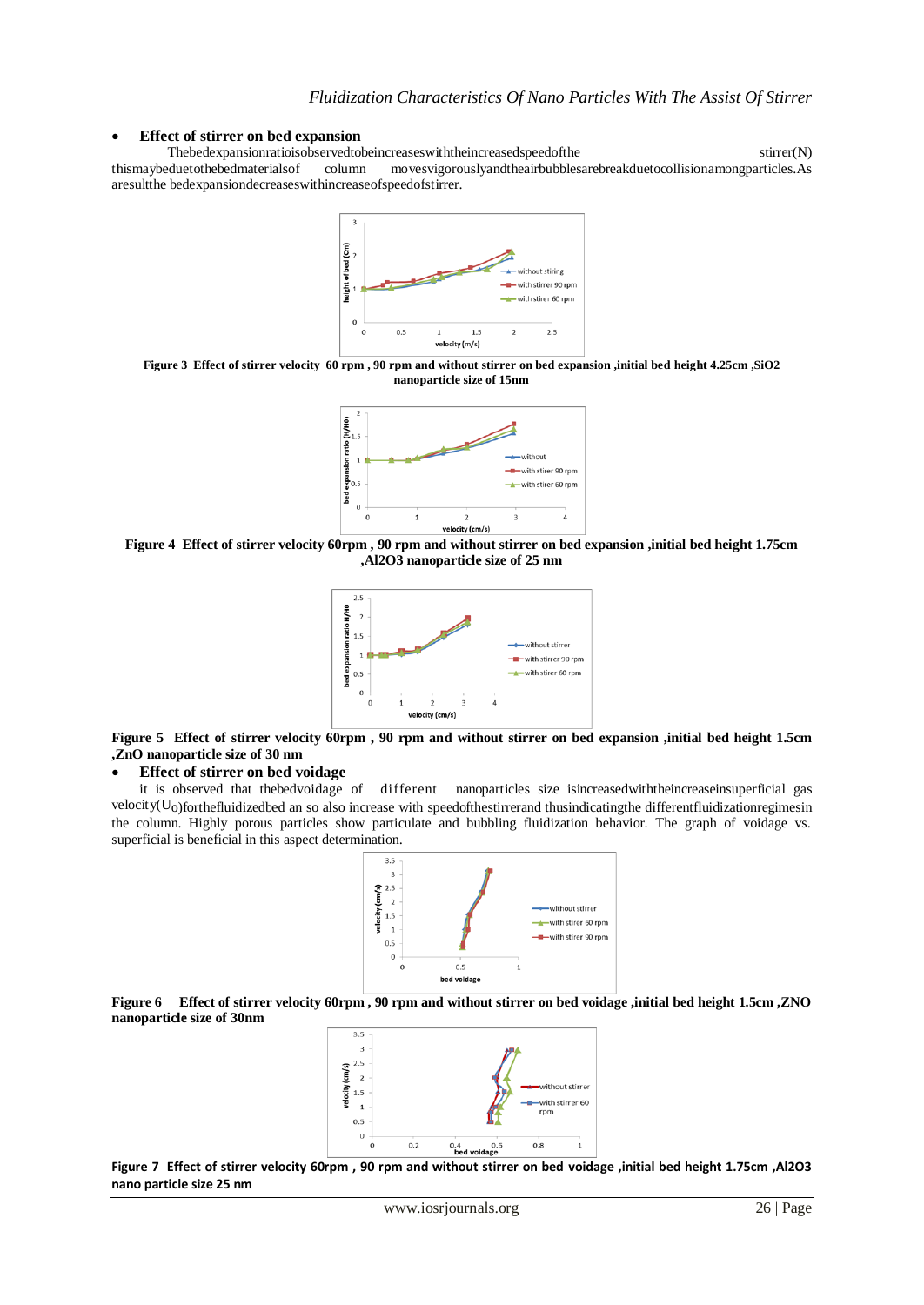- **Effect of stirrer on bed expansion**

Thebedexpansionratioisobservedtobeincreaseswiththeincreasedspeedofthe stirrer(N) thismaybeduetothebedmaterialsof column movesvigorouslyandtheairbubblesarebreakduetocollisionamongparticles.As aresultthe bedexpansiondecreaseswithincreaseofspeedofstirrer.

**Figure 3 Effect of stirrer velocity 60 rpm , 90 rpm and without stirrer on bed expansion ,initial bed height 4.25cm ,SiO2 nanoparticle size of 15nm**

**Figure 4 Effect of stirrer velocity 60rpm , 90 rpm and without stirrer on bed expansion ,initial bed height 1.75cm ,Al2O3 nanoparticle size of 25 nm**

**Figure 5 Effect of stirrer velocity 60rpm , 90 rpm and without stirrer on bed expansion ,initial bed height 1.5cm ,ZnO nanoparticle size of 30 nm**

- **Effect of stirrer on bed voidage**

it is observed that thebedvoidage of different nanoparticles size isincreasedwiththeincreaseinsuperficial gas velocity($U_0$)forthefluidizedbed an so also increase with speedofthestirrerand thusindicatingthe differentfluidizationregimesin the column. Highly porous particles show particulate and bubbling fluidization behavior. The graph of voidage vs. superficial is beneficial in this aspect determination.

**Figure 6 Effect of stirrer velocity 60rpm , 90 rpm and without stirrer on bed voidage ,initial bed height 1.5cm ,ZNO nanoparticle size of 30nm**

**Figure 7 Effect of stirrer velocity 60rpm , 90 rpm and without stirrer on bed voidage ,initial bed height 1.75cm ,Al2O3 nano particle size 25 nm**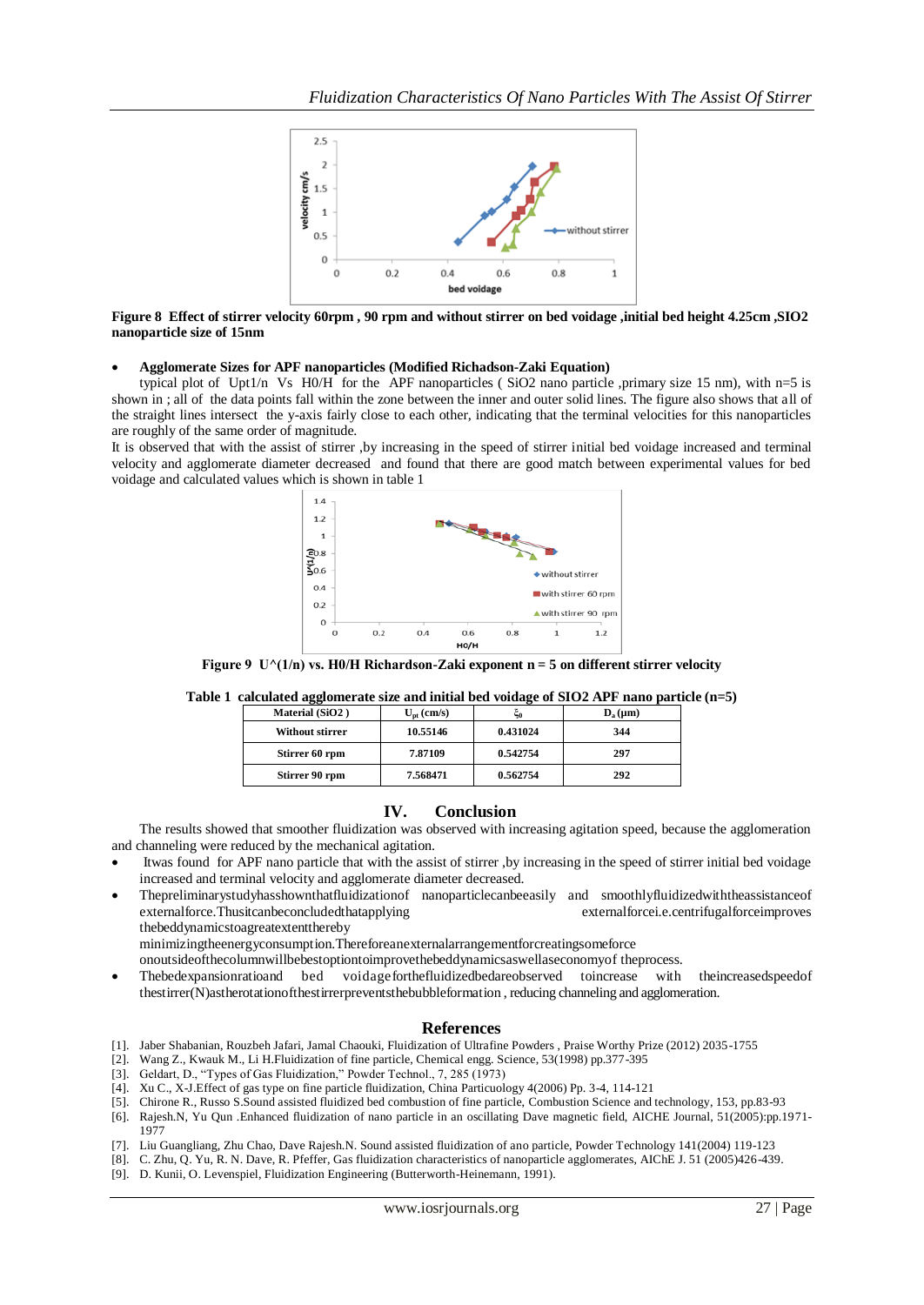velocity cm/s

2.5
2
1.5
1
0.5
0

0 0.2 0.4 0.6 0.8 1

bed voidage

without stirrer

**Figure 8 Effect of stirrer velocity 60rpm , 90 rpm and without stirrer on bed voidage ,initial bed height 4.25cm ,SIO2 nanoparticle size of 15nm**

- **Agglomerate Sizes for APF nanoparticles (Modified Richadson-Zaki Equation)**

typical plot of Upt1/n Vs H0/H for the APF nanoparticles ( SiO2 nano particle ,primary size 15 nm), with n=5 is shown in ; all of the data points fall within the zone between the inner and outer solid lines. The figure also shows that all of the straight lines intersect the y-axis fairly close to each other, indicating that the terminal velocities for this nanoparticles are roughly of the same order of magnitude.

It is observed that with the assist of stirrer ,by increasing in the speed of stirrer initial bed voidage increased and terminal velocity and agglomerate diameter decreased and found that there are good match between experimental values for bed voidage and calculated values which is shown in table 1

U^(1/n)

1.4
1.2
1
0.8
0.6
0.4
0.2
0

0 0.2 0.4 0.6 0.8 1 1.2

H0/H

without stirrer
with stirrer 60 rpm
with stirrer 90 rpm

**Figure 9 U^(1/n) vs. H0/H Richardson-Zaki exponent n = 5 on different stirrer velocity**

**Table 1 calculated agglomerate size and initial bed voidage of SIO2 APF nano particle (n=5)**

| Material (SiO2 ) | $U_{pt}$ (cm/s) | $\xi_0$ | $D_a$ (μm) |
|---|---|---|---|
| Without stirrer | 10.55146 | 0.431024 | 344 |
| Stirrer 60 rpm | 7.87109 | 0.542754 | 297 |
| Stirrer 90 rpm | 7.568471 | 0.562754 | 292 |

## IV. Conclusion

The results showed that smoother fluidization was observed with increasing agitation speed, because the agglomeration and channeling were reduced by the mechanical agitation.

- Itwas found for APF nano particle that with the assist of stirrer ,by increasing in the speed of stirrer initial bed voidage increased and terminal velocity and agglomerate diameter decreased.
- Thepreliminarystudyhasshownthatfluidizationof nanoparticlecanbeeasily and smoothlyfluidizedwiththeassistanceof externalforce.Thusitcanbeconcludedthatapplying externalforcei.e.centrifugalforceimproves thebeddynamicstoagreatextentthereby minimizingtheenergyconsumption.Thereforeanexternalarrangementforcreatingsomeforce onoutsideofthecolumnwillbebestoptiontoimprovethebeddynamicsaswellaseconomyof theprocess.
- Thebedexpansionratioand bed voidageforthefluidizedbedareobserved toincrease with theincreasedspeedof thestirrer(N)astherotationofthestirrerpreventsthebubbleformation , reducing channeling and agglomeration.

## References

[1]. Jaber Shabanian, Rouzbeh Jafari, Jamal Chaouki, Fluidization of Ultrafine Powders , Praise Worthy Prize (2012) 2035-1755
[2]. Wang Z., Kwauk M., Li H.Fluidization of fine particle, Chemical engg. Science, 53(1998) pp.377-395
[3]. Geldart, D., "Types of Gas Fluidization," Powder Technol., 7, 285 (1973)
[4]. Xu C., X-J.Effect of gas type on fine particle fluidization, China Particuology 4(2006) Pp. 3-4, 114-121
[5]. Chirone R., Russo S.Sound assisted fluidized bed combustion of fine particle, Combustion Science and technology, 153, pp.83-93
[6]. Rajesh.N, Yu Qun .Enhanced fluidization of nano particle in an oscillating Dave magnetic field, AICHE Journal, 51(2005):pp.1971-1977
[7]. Liu Guangliang, Zhu Chao, Dave Rajesh.N. Sound assisted fluidization of ano particle, Powder Technology 141(2004) 119-123
[8]. C. Zhu, Q. Yu, R. N. Dave, R. Pfeffer, Gas fluidization characteristics of nanoparticle agglomerates, AIChE J. 51 (2005)426-439.
[9]. D. Kunii, O. Levenspiel, Fluidization Engineering (Butterworth-Heinemann, 1991).